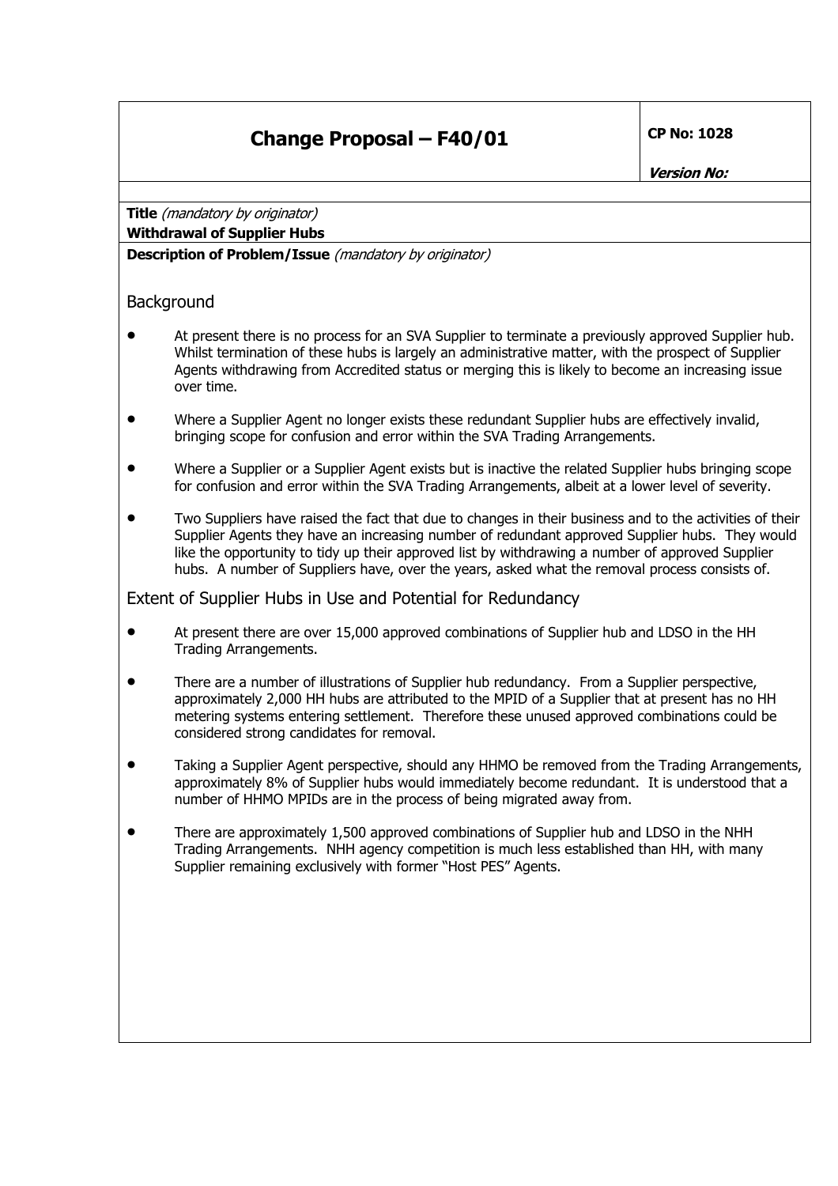# Change Proposal – F40/01

**CP No: 1028**

***Version No:***

**Title** *(mandatory by originator)*

**Withdrawal of Supplier Hubs**

**Description of Problem/Issue** *(mandatory by originator)*

## Background

- At present there is no process for an SVA Supplier to terminate a previously approved Supplier hub. Whilst termination of these hubs is largely an administrative matter, with the prospect of Supplier Agents withdrawing from Accredited status or merging this is likely to become an increasing issue over time.
- Where a Supplier Agent no longer exists these redundant Supplier hubs are effectively invalid, bringing scope for confusion and error within the SVA Trading Arrangements.
- Where a Supplier or a Supplier Agent exists but is inactive the related Supplier hubs bringing scope for confusion and error within the SVA Trading Arrangements, albeit at a lower level of severity.
- Two Suppliers have raised the fact that due to changes in their business and to the activities of their Supplier Agents they have an increasing number of redundant approved Supplier hubs. They would like the opportunity to tidy up their approved list by withdrawing a number of approved Supplier hubs. A number of Suppliers have, over the years, asked what the removal process consists of.

## Extent of Supplier Hubs in Use and Potential for Redundancy

- At present there are over 15,000 approved combinations of Supplier hub and LDSO in the HH Trading Arrangements.
- There are a number of illustrations of Supplier hub redundancy. From a Supplier perspective, approximately 2,000 HH hubs are attributed to the MPID of a Supplier that at present has no HH metering systems entering settlement. Therefore these unused approved combinations could be considered strong candidates for removal.
- Taking a Supplier Agent perspective, should any HHMO be removed from the Trading Arrangements, approximately 8% of Supplier hubs would immediately become redundant. It is understood that a number of HHMO MPIDs are in the process of being migrated away from.
- There are approximately 1,500 approved combinations of Supplier hub and LDSO in the NHH Trading Arrangements. NHH agency competition is much less established than HH, with many Supplier remaining exclusively with former "Host PES" Agents.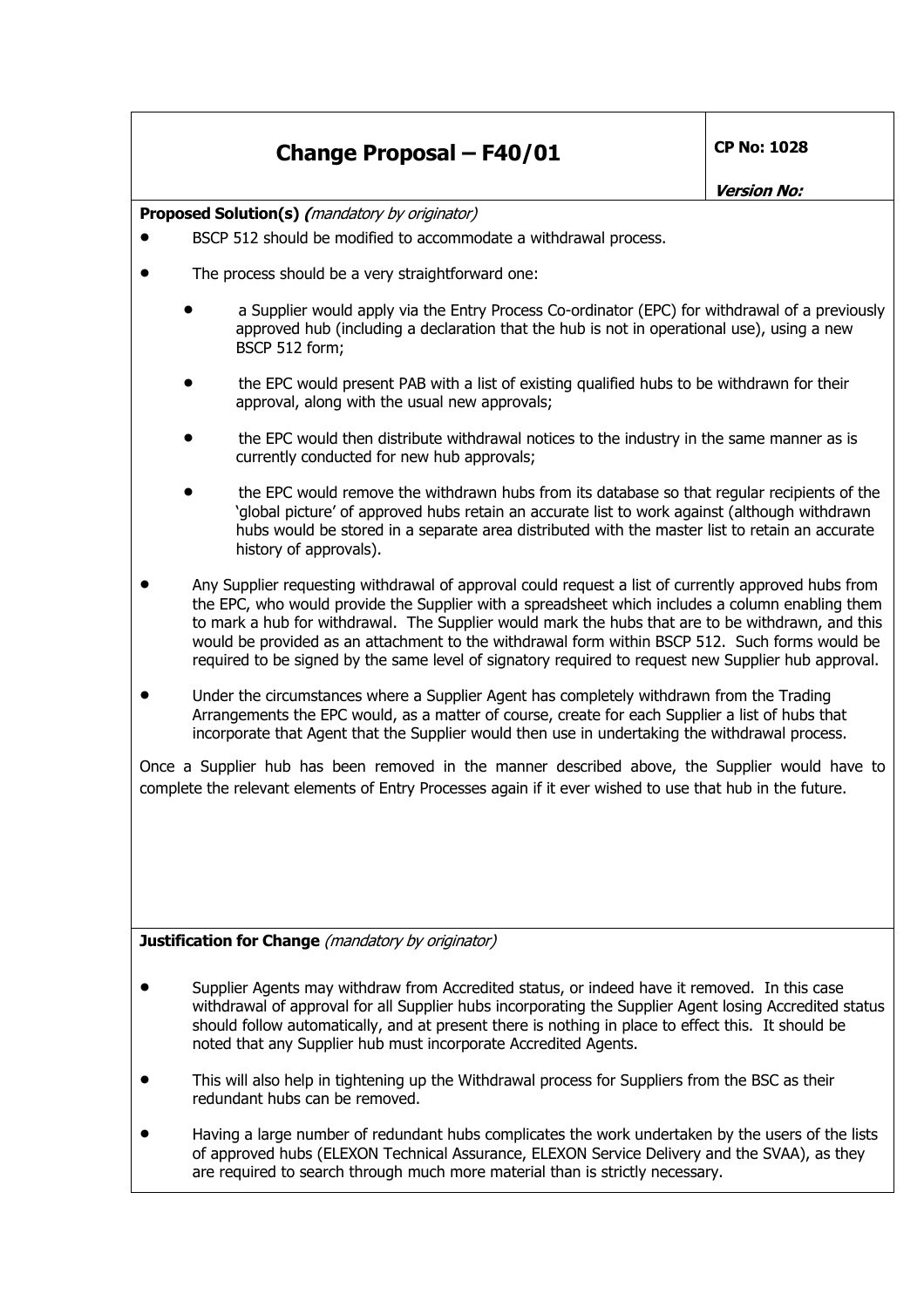| **Change Proposal – F40/01** | **CP No: 1028** *Version No:* |
| --- | --- |

**Proposed Solution(s)** *(mandatory by originator)*

- BSCP 512 should be modified to accommodate a withdrawal process.
- The process should be a very straightforward one:
  - a Supplier would apply via the Entry Process Co-ordinator (EPC) for withdrawal of a previously approved hub (including a declaration that the hub is not in operational use), using a new BSCP 512 form;
  - the EPC would present PAB with a list of existing qualified hubs to be withdrawn for their approval, along with the usual new approvals;
  - the EPC would then distribute withdrawal notices to the industry in the same manner as is currently conducted for new hub approvals;
  - the EPC would remove the withdrawn hubs from its database so that regular recipients of the 'global picture' of approved hubs retain an accurate list to work against (although withdrawn hubs would be stored in a separate area distributed with the master list to retain an accurate history of approvals).
- Any Supplier requesting withdrawal of approval could request a list of currently approved hubs from the EPC, who would provide the Supplier with a spreadsheet which includes a column enabling them to mark a hub for withdrawal. The Supplier would mark the hubs that are to be withdrawn, and this would be provided as an attachment to the withdrawal form within BSCP 512. Such forms would be required to be signed by the same level of signatory required to request new Supplier hub approval.
- Under the circumstances where a Supplier Agent has completely withdrawn from the Trading Arrangements the EPC would, as a matter of course, create for each Supplier a list of hubs that incorporate that Agent that the Supplier would then use in undertaking the withdrawal process.

Once a Supplier hub has been removed in the manner described above, the Supplier would have to complete the relevant elements of Entry Processes again if it ever wished to use that hub in the future.

**Justification for Change** *(mandatory by originator)*

- Supplier Agents may withdraw from Accredited status, or indeed have it removed. In this case withdrawal of approval for all Supplier hubs incorporating the Supplier Agent losing Accredited status should follow automatically, and at present there is nothing in place to effect this. It should be noted that any Supplier hub must incorporate Accredited Agents.
- This will also help in tightening up the Withdrawal process for Suppliers from the BSC as their redundant hubs can be removed.
- Having a large number of redundant hubs complicates the work undertaken by the users of the lists of approved hubs (ELEXON Technical Assurance, ELEXON Service Delivery and the SVAA), as they are required to search through much more material than is strictly necessary.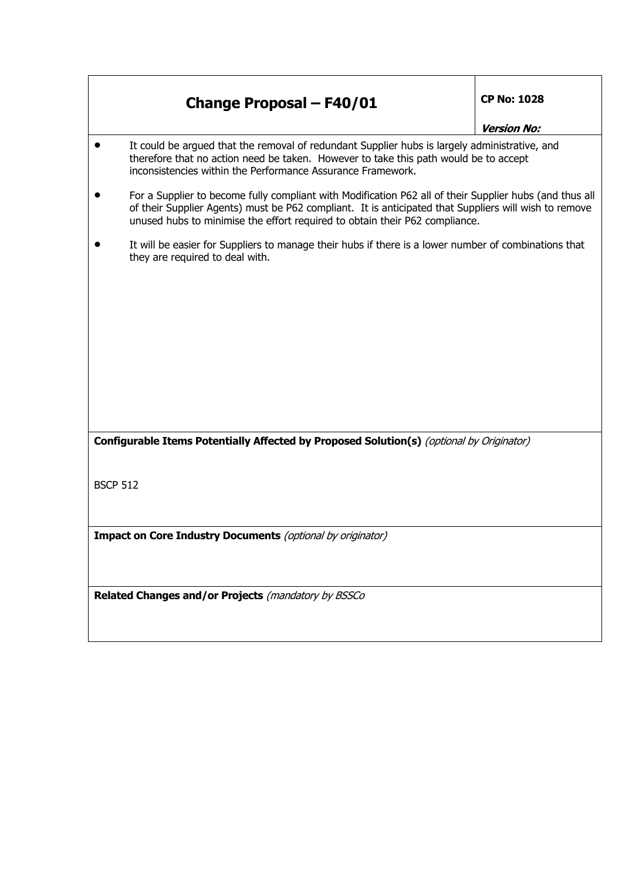| **Change Proposal – F40/01** | **CP No: 1028**<br><br>***Version No:*** |
|---|---|

- It could be argued that the removal of redundant Supplier hubs is largely administrative, and therefore that no action need be taken. However to take this path would be to accept inconsistencies within the Performance Assurance Framework.
- For a Supplier to become fully compliant with Modification P62 all of their Supplier hubs (and thus all of their Supplier Agents) must be P62 compliant. It is anticipated that Suppliers will wish to remove unused hubs to minimise the effort required to obtain their P62 compliance.
- It will be easier for Suppliers to manage their hubs if there is a lower number of combinations that they are required to deal with.

**Configurable Items Potentially Affected by Proposed Solution(s)** *(optional by Originator)*

BSCP 512

**Impact on Core Industry Documents** *(optional by originator)*

**Related Changes and/or Projects** *(mandatory by BSSCo*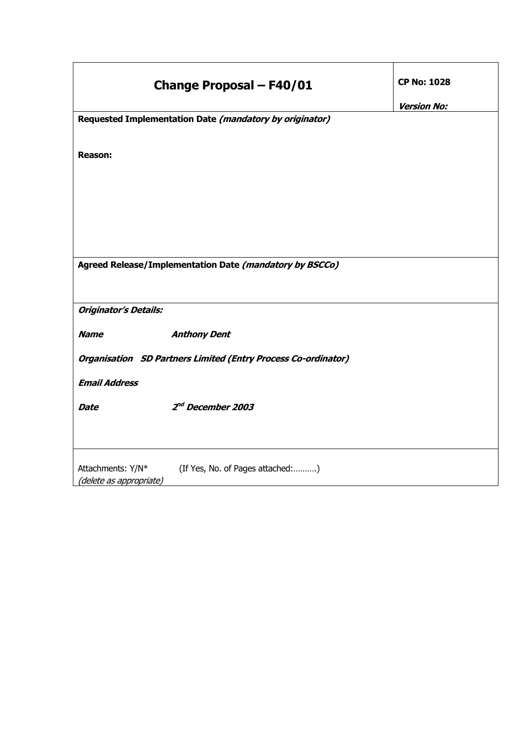| **Change Proposal – F40/01** | **CP No: 1028**<br><br>***Version No:*** |
|---|---|
| **Requested Implementation Date *(mandatory by originator)***<br><br>**Reason:** | |
| **Agreed Release/Implementation Date *(mandatory by BSCCo)*** | |
| ***Originator's Details:***<br><br>***Name*** ***Anthony Dent***<br><br>***Organisation*** ***SD Partners Limited (Entry Process Co-ordinator)***<br><br>***Email Address***<br><br>***Date*** ***2nd December 2003*** | |
| Attachments: Y/N* (If Yes, No. of Pages attached:……….)<br>*(delete as appropriate)* | |